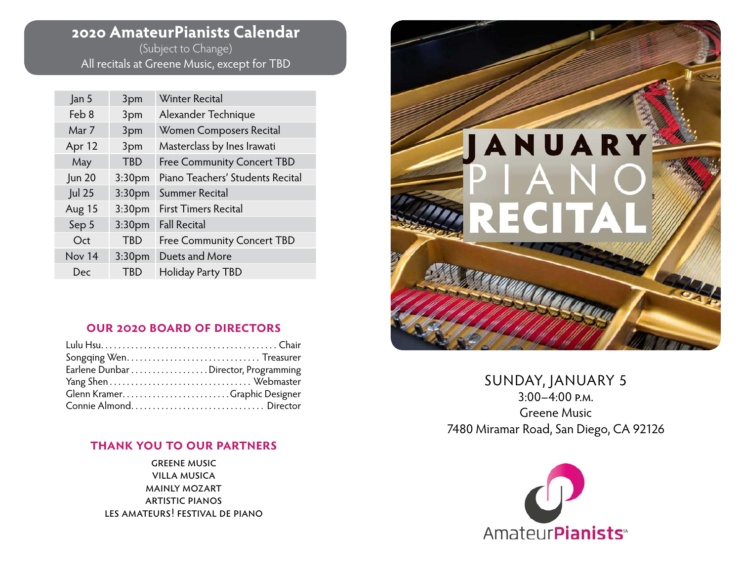## 2020 AmateurPianists Calendar

(Subject to Change)

All recitals at Greene Music, except for TBD

| Date | Time | Event |
|---|---|---|
| Jan 5 | 3pm | Winter Recital |
| Feb 8 | 3pm | Alexander Technique |
| Mar 7 | 3pm | Women Composers Recital |
| Apr 12 | 3pm | Masterclass by Ines Irawati |
| May | TBD | Free Community Concert TBD |
| Jun 20 | 3:30pm | Piano Teachers' Students Recital |
| Jul 25 | 3:30pm | Summer Recital |
| Aug 15 | 3:30pm | First Timers Recital |
| Sep 5 | 3:30pm | Fall Recital |
| Oct | TBD | Free Community Concert TBD |
| Nov 14 | 3:30pm | Duets and More |
| Dec | TBD | Holiday Party TBD |

### OUR 2020 BOARD OF DIRECTORS

Lulu Hsu........................................ Chair
Songqing Wen.............................. Treasurer
Earlene Dunbar.................. Director, Programming
Yang Shen................................ Webmaster
Glenn Kramer......................... Graphic Designer
Connie Almond.............................. Director

### THANK YOU TO OUR PARTNERS

GREENE MUSIC
VILLA MUSICA
MAINLY MOZART
ARTISTIC PIANOS
LES AMATEURS! FESTIVAL DE PIANO

# JANUARY PIANO RECITAL

SUNDAY, JANUARY 5
3:00–4:00 P.M.
Greene Music
7480 Miramar Road, San Diego, CA 92126

AmateurPianists℠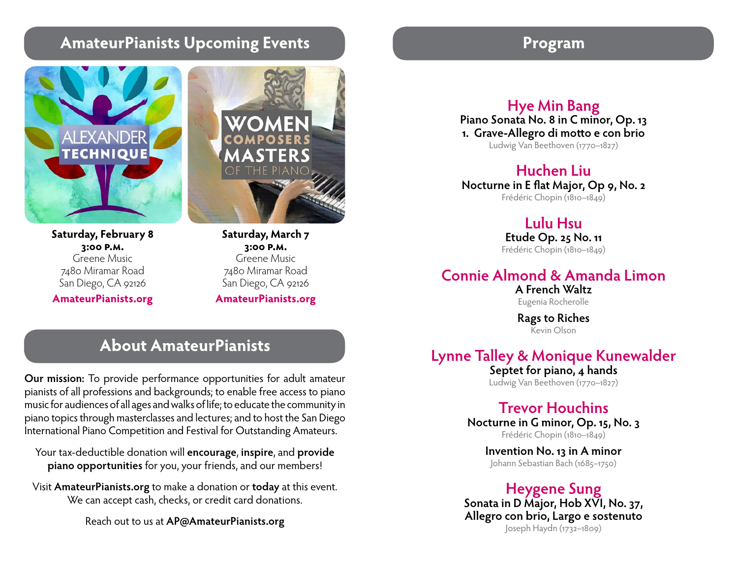## AmateurPianists Upcoming Events

ALEXANDER TECHNIQUE

**Saturday, February 8**
**3:00 P.M.**
Greene Music
7480 Miramar Road
San Diego, CA 92126

**AmateurPianists.org**

WOMEN COMPOSERS MASTERS OF THE PIANO

**Saturday, March 7**
**3:00 P.M.**
Greene Music
7480 Miramar Road
San Diego, CA 92126

**AmateurPianists.org**

## About AmateurPianists

**Our mission:** To provide performance opportunities for adult amateur pianists of all professions and backgrounds; to enable free access to piano music for audiences of all ages and walks of life; to educate the community in piano topics through masterclasses and lectures; and to host the San Diego International Piano Competition and Festival for Outstanding Amateurs.

Your tax-deductible donation will **encourage**, **inspire**, and **provide piano opportunities** for you, your friends, and our members!

Visit **AmateurPianists.org** to make a donation or **today** at this event. We can accept cash, checks, or credit card donations.

Reach out to us at **AP@AmateurPianists.org**

## Program

### Hye Min Bang
**Piano Sonata No. 8 in C minor, Op. 13**
**1. Grave-Allegro di motto e con brio**
Ludwig Van Beethoven (1770–1827)

### Huchen Liu
**Nocturne in E flat Major, Op 9, No. 2**
Frédéric Chopin (1810–1849)

### Lulu Hsu
**Etude Op. 25 No. 11**
Frédéric Chopin (1810–1849)

### Connie Almond & Amanda Limon
**A French Waltz**
Eugenia Rocherolle

**Rags to Riches**
Kevin Olson

### Lynne Talley & Monique Kunewalder
**Septet for piano, 4 hands**
Ludwig Van Beethoven (1770–1827)

### Trevor Houchins
**Nocturne in G minor, Op. 15, No. 3**
Frédéric Chopin (1810–1849)

**Invention No. 13 in A minor**
Johann Sebastian Bach (1685–1750)

### Heygene Sung
**Sonata in D Major, Hob XVI, No. 37, Allegro con brio, Largo e sostenuto**
Joseph Haydn (1732–1809)